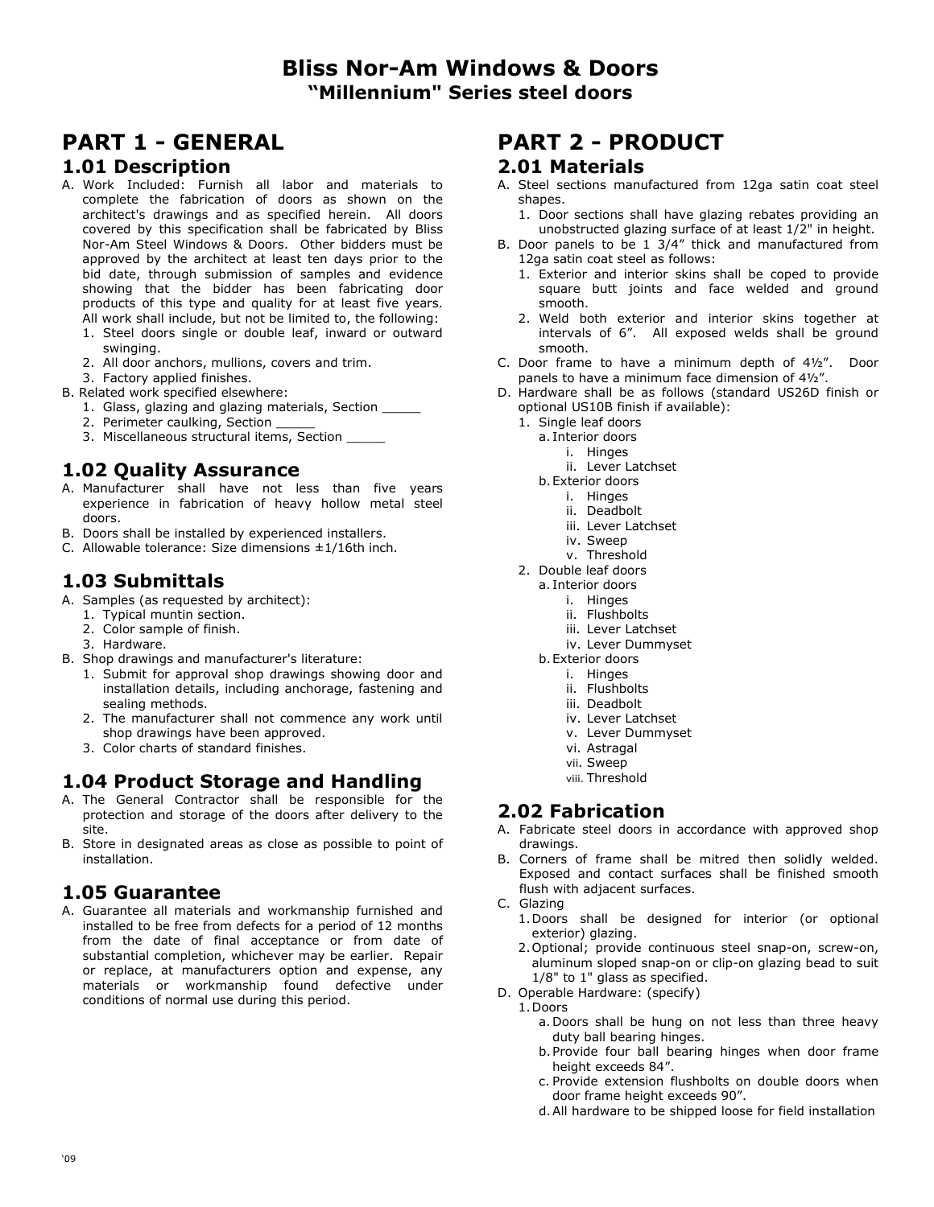# Bliss Nor-Am Windows & Doors

## "Millennium" Series steel doors

## PART 1 - GENERAL

### 1.01 Description

A. Work Included: Furnish all labor and materials to complete the fabrication of doors as shown on the architect's drawings and as specified herein. All doors covered by this specification shall be fabricated by Bliss Nor-Am Steel Windows & Doors. Other bidders must be approved by the architect at least ten days prior to the bid date, through submission of samples and evidence showing that the bidder has been fabricating door products of this type and quality for at least five years. All work shall include, but not be limited to, the following:
   1. Steel doors single or double leaf, inward or outward swinging.
   2. All door anchors, mullions, covers and trim.
   3. Factory applied finishes.

B. Related work specified elsewhere:
   1. Glass, glazing and glazing materials, Section _____
   2. Perimeter caulking, Section _____
   3. Miscellaneous structural items, Section _____

### 1.02 Quality Assurance

A. Manufacturer shall have not less than five years experience in fabrication of heavy hollow metal steel doors.

B. Doors shall be installed by experienced installers.

C. Allowable tolerance: Size dimensions ±1/16th inch.

### 1.03 Submittals

A. Samples (as requested by architect):
   1. Typical muntin section.
   2. Color sample of finish.
   3. Hardware.

B. Shop drawings and manufacturer's literature:
   1. Submit for approval shop drawings showing door and installation details, including anchorage, fastening and sealing methods.
   2. The manufacturer shall not commence any work until shop drawings have been approved.
   3. Color charts of standard finishes.

### 1.04 Product Storage and Handling

A. The General Contractor shall be responsible for the protection and storage of the doors after delivery to the site.

B. Store in designated areas as close as possible to point of installation.

### 1.05 Guarantee

A. Guarantee all materials and workmanship furnished and installed to be free from defects for a period of 12 months from the date of final acceptance or from date of substantial completion, whichever may be earlier. Repair or replace, at manufacturers option and expense, any materials or workmanship found defective under conditions of normal use during this period.

## PART 2 - PRODUCT

### 2.01 Materials

A. Steel sections manufactured from 12ga satin coat steel shapes.
   1. Door sections shall have glazing rebates providing an unobstructed glazing surface of at least 1/2" in height.

B. Door panels to be 1 3/4" thick and manufactured from 12ga satin coat steel as follows:
   1. Exterior and interior skins shall be coped to provide square butt joints and face welded and ground smooth.
   2. Weld both exterior and interior skins together at intervals of 6". All exposed welds shall be ground smooth.

C. Door frame to have a minimum depth of 4½". Door panels to have a minimum face dimension of 4½".

D. Hardware shall be as follows (standard US26D finish or optional US10B finish if available):
   1. Single leaf doors
      a. Interior doors
         i. Hinges
         ii. Lever Latchset
      b. Exterior doors
         i. Hinges
         ii. Deadbolt
         iii. Lever Latchset
         iv. Sweep
         v. Threshold
   2. Double leaf doors
      a. Interior doors
         i. Hinges
         ii. Flushbolts
         iii. Lever Latchset
         iv. Lever Dummyset
      b. Exterior doors
         i. Hinges
         ii. Flushbolts
         iii. Deadbolt
         iv. Lever Latchset
         v. Lever Dummyset
         vi. Astragal
         vii. Sweep
         viii. Threshold

### 2.02 Fabrication

A. Fabricate steel doors in accordance with approved shop drawings.

B. Corners of frame shall be mitred then solidly welded. Exposed and contact surfaces shall be finished smooth flush with adjacent surfaces.

C. Glazing
   1. Doors shall be designed for interior (or optional exterior) glazing.
   2. Optional; provide continuous steel snap-on, screw-on, aluminum sloped snap-on or clip-on glazing bead to suit 1/8" to 1" glass as specified.

D. Operable Hardware: (specify)
   1. Doors
      a. Doors shall be hung on not less than three heavy duty ball bearing hinges.
      b. Provide four ball bearing hinges when door frame height exceeds 84".
      c. Provide extension flushbolts on double doors when door frame height exceeds 90".
      d. All hardware to be shipped loose for field installation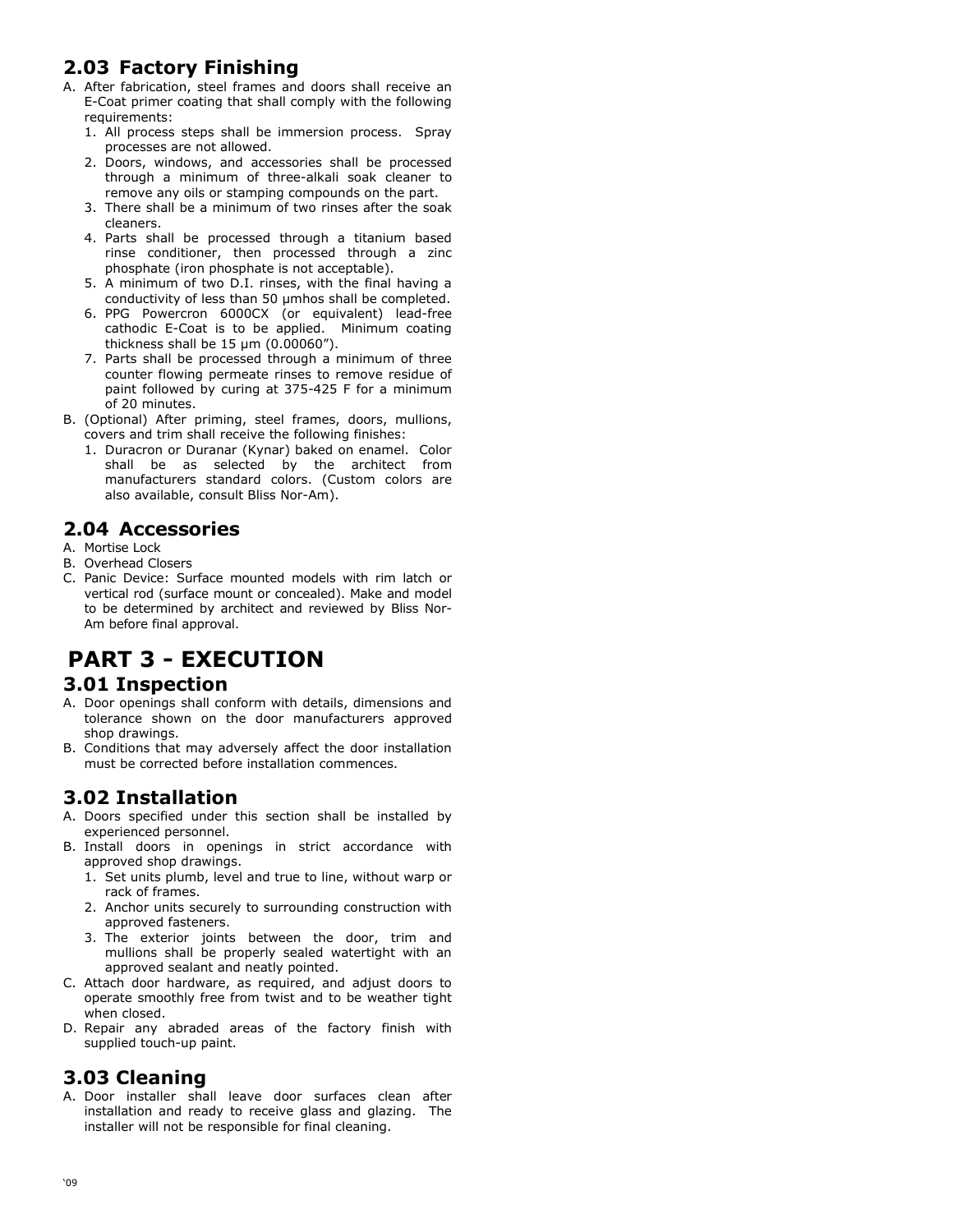## 2.03 Factory Finishing

A. After fabrication, steel frames and doors shall receive an E-Coat primer coating that shall comply with the following requirements:
   1. All process steps shall be immersion process. Spray processes are not allowed.
   2. Doors, windows, and accessories shall be processed through a minimum of three-alkali soak cleaner to remove any oils or stamping compounds on the part.
   3. There shall be a minimum of two rinses after the soak cleaners.
   4. Parts shall be processed through a titanium based rinse conditioner, then processed through a zinc phosphate (iron phosphate is not acceptable).
   5. A minimum of two D.I. rinses, with the final having a conductivity of less than 50 μmhos shall be completed.
   6. PPG Powercron 6000CX (or equivalent) lead-free cathodic E-Coat is to be applied. Minimum coating thickness shall be 15 μm (0.00060").
   7. Parts shall be processed through a minimum of three counter flowing permeate rinses to remove residue of paint followed by curing at 375-425 F for a minimum of 20 minutes.

B. (Optional) After priming, steel frames, doors, mullions, covers and trim shall receive the following finishes:
   1. Duracron or Duranar (Kynar) baked on enamel. Color shall be as selected by the architect from manufacturers standard colors. (Custom colors are also available, consult Bliss Nor-Am).

## 2.04 Accessories

A. Mortise Lock
B. Overhead Closers
C. Panic Device: Surface mounted models with rim latch or vertical rod (surface mount or concealed). Make and model to be determined by architect and reviewed by Bliss Nor-Am before final approval.

# PART 3 - EXECUTION

## 3.01 Inspection

A. Door openings shall conform with details, dimensions and tolerance shown on the door manufacturers approved shop drawings.
B. Conditions that may adversely affect the door installation must be corrected before installation commences.

## 3.02 Installation

A. Doors specified under this section shall be installed by experienced personnel.
B. Install doors in openings in strict accordance with approved shop drawings.
   1. Set units plumb, level and true to line, without warp or rack of frames.
   2. Anchor units securely to surrounding construction with approved fasteners.
   3. The exterior joints between the door, trim and mullions shall be properly sealed watertight with an approved sealant and neatly pointed.
C. Attach door hardware, as required, and adjust doors to operate smoothly free from twist and to be weather tight when closed.
D. Repair any abraded areas of the factory finish with supplied touch-up paint.

## 3.03 Cleaning

A. Door installer shall leave door surfaces clean after installation and ready to receive glass and glazing. The installer will not be responsible for final cleaning.

'09